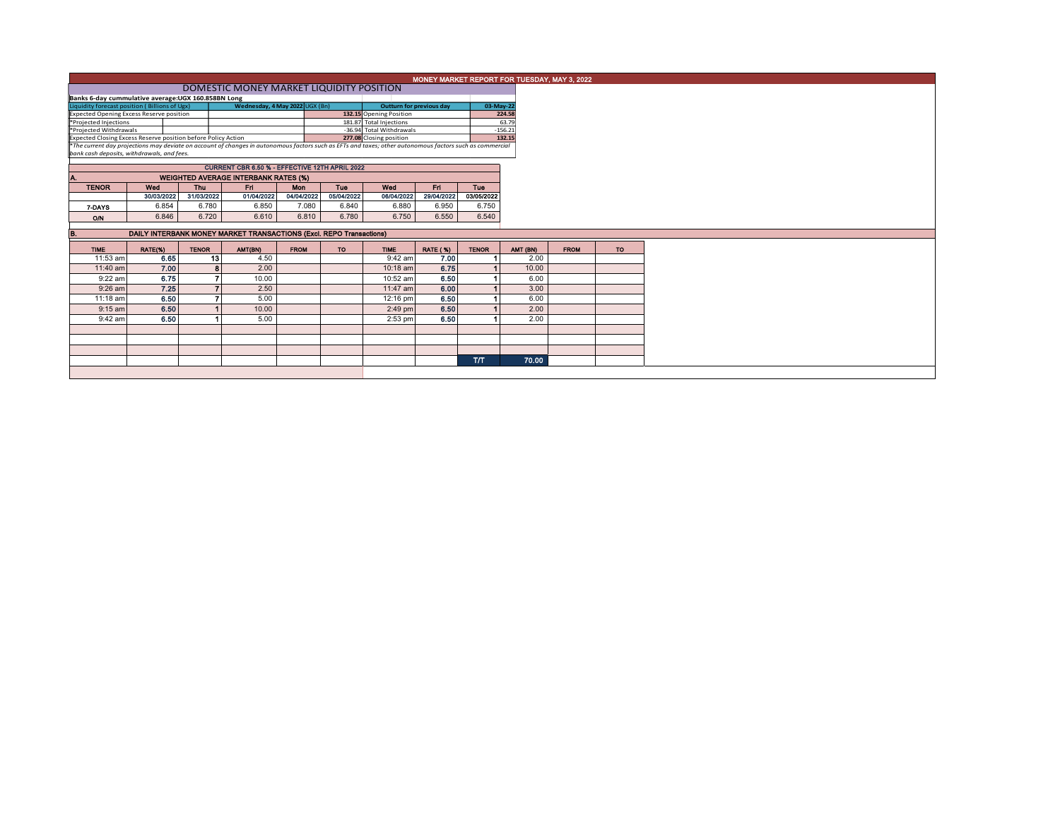# MONEY MARKET REPORT FOR TUESDAY, MAY 3, 2022

## DOMESTIC MONEY MARKET LIQUIDITY POSITION

**Banks 6-day cummulative average:UGX 160.858BN Long**

| Liquidity forecast position ( Billions of Ugx) | Wednesday, 4 May 2022 UGX (Bn) | Outturn for previous day | 03-May-22 |
|---|---|---|---|
| Expected Opening Excess Reserve position | 132.15 | Opening Position | 224.58 |
| *Projected Injections | 181.87 | Total Injections | 63.79 |
| *Projected Withdrawals | -36.94 | Total Withdrawals | -156.21 |
| Expected Closing Excess Reserve position before Policy Action | 277.08 | Closing position | 132.15 |

*The current day projections may deviate on account of changes in autonomous factors such as EFTs and taxes; other autonomous factors such as commercial bank cash deposits, withdrawals, and fees.

**CURRENT CBR 6.50 % - EFFECTIVE 12TH APRIL 2022**

### A. WEIGHTED AVERAGE INTERBANK RATES (%)

| TENOR | Wed | Thu | Fri | Mon | Tue | Wed | Fri | Tue |
|---|---|---|---|---|---|---|---|---|
| | 30/03/2022 | 31/03/2022 | 01/04/2022 | 04/04/2022 | 05/04/2022 | 06/04/2022 | 29/04/2022 | 03/05/2022 |
| 7-DAYS | 6.854 | 6.780 | 6.850 | 7.080 | 6.840 | 6.880 | 6.950 | 6.750 |
| O/N | 6.846 | 6.720 | 6.610 | 6.810 | 6.780 | 6.750 | 6.550 | 6.540 |

### B. DAILY INTERBANK MONEY MARKET TRANSACTIONS (Excl. REPO Transactions)

| TIME | RATE(%) | TENOR | AMT(BN) | FROM | TO | TIME | RATE ( %) | TENOR | AMT (BN) | FROM | TO |
|---|---|---|---|---|---|---|---|---|---|---|---|
| 11:53 am | 6.65 | 13 | 4.50 | | | 9:42 am | 7.00 | 1 | 2.00 | | |
| 11:40 am | 7.00 | 8 | 2.00 | | | 10:18 am | 6.75 | 1 | 10.00 | | |
| 9:22 am | 6.75 | 7 | 10.00 | | | 10:52 am | 6.50 | 1 | 6.00 | | |
| 9:26 am | 7.25 | 7 | 2.50 | | | 11:47 am | 6.00 | 1 | 3.00 | | |
| 11:18 am | 6.50 | 7 | 5.00 | | | 12:16 pm | 6.50 | 1 | 6.00 | | |
| 9:15 am | 6.50 | 1 | 10.00 | | | 2:49 pm | 6.50 | 1 | 2.00 | | |
| 9:42 am | 6.50 | 1 | 5.00 | | | 2:53 pm | 6.50 | 1 | 2.00 | | |
| | | | | | | | | T/T | 70.00 | | |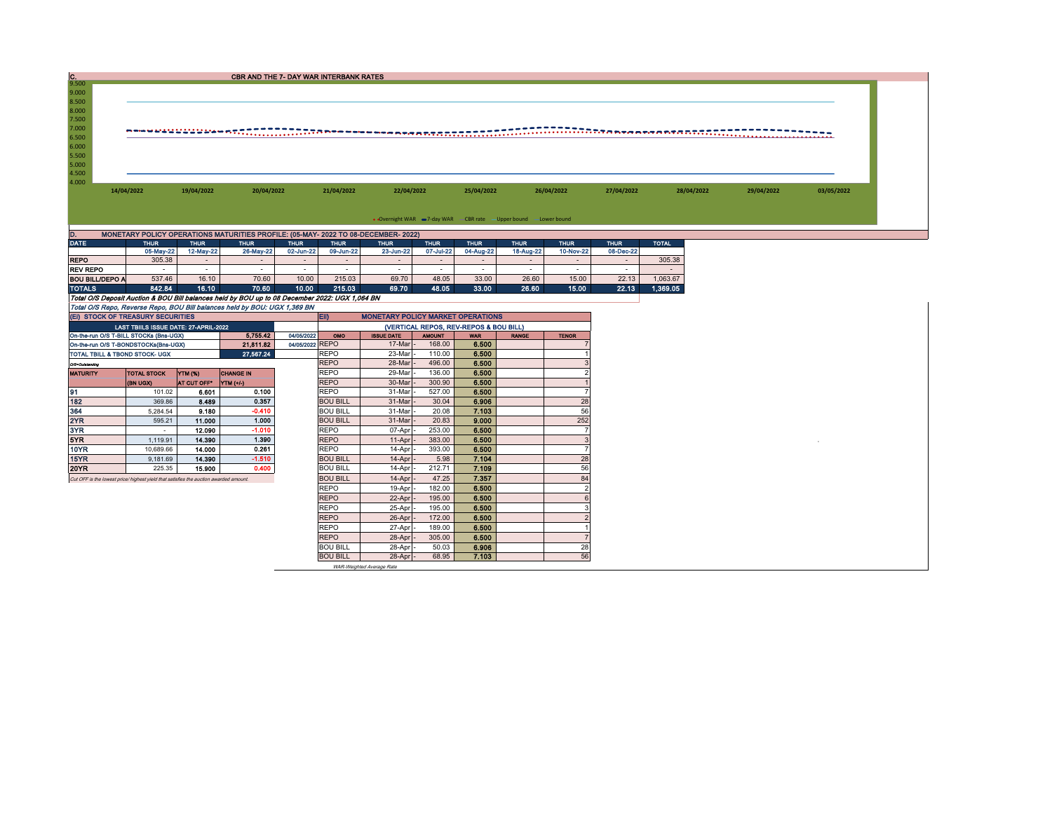## C. CBR AND THE 7- DAY WAR INTERBANK RATES

9.500
9.000
8.500
8.000
7.500
7.000
6.500
6.000
5.500
5.000
4.500
4.000

14/04/2022 19/04/2022 20/04/2022 21/04/2022 22/04/2022 25/04/2022 26/04/2022 27/04/2022 28/04/2022 29/04/2022 03/05/2022

Overnight WAR 7-day WAR CBR rate Upper bound Lower bound

## D. MONETARY POLICY OPERATIONS MATURITIES PROFILE: (05-MAY- 2022 TO 08-DECEMBER- 2022)

| DATE | THUR | THUR | THUR | THUR | THUR | THUR | THUR | THUR | THUR | THUR | THUR | TOTAL |
|---|---|---|---|---|---|---|---|---|---|---|---|---|
| | 05-May-22 | 12-May-22 | 26-May-22 | 02-Jun-22 | 09-Jun-22 | 23-Jun-22 | 07-Jul-22 | 04-Aug-22 | 18-Aug-22 | 10-Nov-22 | 08-Dec-22 | |
| REPO | 305.38 | - | - | - | - | - | - | - | - | - | - | 305.38 |
| REV REPO | - | - | - | - | - | - | - | - | - | - | - | - |
| BOU BILL/DEPO A | 537.46 | 16.10 | 70.60 | 10.00 | 215.03 | 69.70 | 48.05 | 33.00 | 26.60 | 15.00 | 22.13 | 1,063.67 |
| TOTALS | 842.84 | 16.10 | 70.60 | 10.00 | 215.03 | 69.70 | 48.05 | 33.00 | 26.60 | 15.00 | 22.13 | 1,369.05 |

*Total O/S Deposit Auction & BOU Bill balances held by BOU up to 08 December 2022: UGX 1,064 BN*

*Total O/S Repo, Reverse Repo, BOU Bill balances held by BOU: UGX 1,369 BN*

## (EI) STOCK OF TREASURY SECURITIES

| LAST TBIILS ISSUE DATE: 27-APRIL-2022 | | |
|---|---|---|
| On-the-run O/S T-BILL STOCKs (Bns-UGX) | 5,755.42 | 04/05/2022 |
| On-the-run O/S T-BONDSTOCKs(Bns-UGX) | 21,811.82 | 04/05/2022 |
| TOTAL TBILL & TBOND STOCK- UGX | 27,567.24 | |

O/S=Outstanding

| MATURITY | TOTAL STOCK (BN UGX) | YTM (%) AT CUT OFF* | CHANGE IN YTM (+/-) |
|---|---|---|---|
| 91 | 101.02 | 6.601 | 0.100 |
| 182 | 369.86 | 8.489 | 0.357 |
| 364 | 5,284.54 | 9.180 | -0.410 |
| 2YR | 595.21 | 11.000 | 1.000 |
| 3YR | - | 12.090 | -1.010 |
| 5YR | 1,119.91 | 14.390 | 1.390 |
| 10YR | 10,689.66 | 14.000 | 0.261 |
| 15YR | 9,181.69 | 14.390 | -1.510 |
| 20YR | 225.35 | 15.900 | 0.400 |

*Cut OFF is the lowest price/ highest yield that satisfies the auction awarded amount.*

## EII) MONETARY POLICY MARKET OPERATIONS

(VERTICAL REPOS, REV-REPOS & BOU BILL)

| OMO | ISSUE DATE | AMOUNT | WAR | RANGE | TENOR |
|---|---|---|---|---|---|
| REPO | 17-Mar | 168.00 | 6.500 | | 7 |
| REPO | 23-Mar | 110.00 | 6.500 | | 1 |
| REPO | 28-Mar | 496.00 | 6.500 | | 3 |
| REPO | 29-Mar | 136.00 | 6.500 | | 2 |
| REPO | 30-Mar | 300.90 | 6.500 | | 1 |
| REPO | 31-Mar | 527.00 | 6.500 | | 7 |
| BOU BILL | 31-Mar | 30.04 | 6.906 | | 28 |
| BOU BILL | 31-Mar | 20.08 | 7.103 | | 56 |
| BOU BILL | 31-Mar | 20.83 | 9.000 | | 252 |
| REPO | 07-Apr | 253.00 | 6.500 | | 7 |
| REPO | 11-Apr | 383.00 | 6.500 | | 3 |
| REPO | 14-Apr | 393.00 | 6.500 | | 7 |
| BOU BILL | 14-Apr | 5.98 | 7.104 | | 28 |
| BOU BILL | 14-Apr | 212.71 | 7.109 | | 56 |
| BOU BILL | 14-Apr | 47.25 | 7.357 | | 84 |
| REPO | 19-Apr | 182.00 | 6.500 | | 2 |
| REPO | 22-Apr | 195.00 | 6.500 | | 6 |
| REPO | 25-Apr | 195.00 | 6.500 | | 3 |
| REPO | 26-Apr | 172.00 | 6.500 | | 2 |
| REPO | 27-Apr | 189.00 | 6.500 | | 1 |
| REPO | 28-Apr | 305.00 | 6.500 | | 7 |
| BOU BILL | 28-Apr | 50.03 | 6.906 | | 28 |
| BOU BILL | 28-Apr | 68.95 | 7.103 | | 56 |

*WAR-Weighted Average Rate*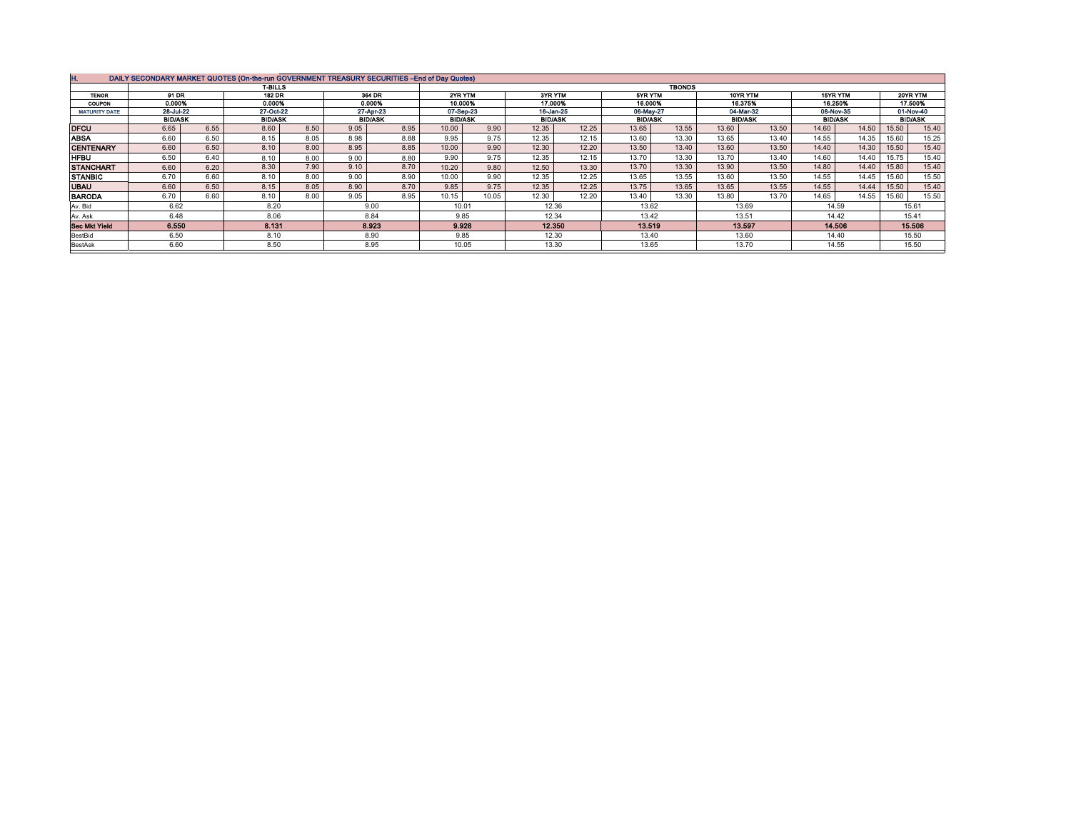| H. | DAILY SECONDARY MARKET QUOTES (On-the-run GOVERNMENT TREASURY SECURITIES –End of Day Quotes) | | | | | | | | | | | | | | | | | |
|---|---|---|---|---|---|---|---|---|---|---|---|---|---|---|---|---|---|---|
| | T-BILLS | | | | | | TBONDS | | | | | | | | | | | |
| TENOR | 91 DR | | 182 DR | | 364 DR | | 2YR YTM | | 3YR YTM | | 5YR YTM | | 10YR YTM | | 15YR YTM | | 20YR YTM | |
| COUPON | 0.000% | | 0.000% | | 0.000% | | 10.000% | | 17.000% | | 16.000% | | 16.375% | | 16.250% | | 17.500% | |
| MATURITY DATE | 28-Jul-22 | | 27-Oct-22 | | 27-Apr-23 | | 07-Sep-23 | | 16-Jan-25 | | 06-May-27 | | 04-Mar-32 | | 08-Nov-35 | | 01-Nov-40 | |
| | BID/ASK | | BID/ASK | | BID/ASK | | BID/ASK | | BID/ASK | | BID/ASK | | BID/ASK | | BID/ASK | | BID/ASK | |
| DFCU | 6.65 | 6.55 | 8.60 | 8.50 | 9.05 | 8.95 | 10.00 | 9.90 | 12.35 | 12.25 | 13.65 | 13.55 | 13.60 | 13.50 | 14.60 | 14.50 | 15.50 | 15.40 |
| ABSA | 6.60 | 6.50 | 8.15 | 8.05 | 8.98 | 8.88 | 9.95 | 9.75 | 12.35 | 12.15 | 13.60 | 13.30 | 13.65 | 13.40 | 14.55 | 14.35 | 15.60 | 15.25 |
| CENTENARY | 6.60 | 6.50 | 8.10 | 8.00 | 8.95 | 8.85 | 10.00 | 9.90 | 12.30 | 12.20 | 13.50 | 13.40 | 13.60 | 13.50 | 14.40 | 14.30 | 15.50 | 15.40 |
| HFBU | 6.50 | 6.40 | 8.10 | 8.00 | 9.00 | 8.80 | 9.90 | 9.75 | 12.35 | 12.15 | 13.70 | 13.30 | 13.70 | 13.40 | 14.60 | 14.40 | 15.75 | 15.40 |
| STANCHART | 6.60 | 6.20 | 8.30 | 7.90 | 9.10 | 8.70 | 10.20 | 9.80 | 12.50 | 13.30 | 13.70 | 13.30 | 13.90 | 13.50 | 14.80 | 14.40 | 15.80 | 15.40 |
| STANBIC | 6.70 | 6.60 | 8.10 | 8.00 | 9.00 | 8.90 | 10.00 | 9.90 | 12.35 | 12.25 | 13.65 | 13.55 | 13.60 | 13.50 | 14.55 | 14.45 | 15.60 | 15.50 |
| UBAU | 6.60 | 6.50 | 8.15 | 8.05 | 8.90 | 8.70 | 9.85 | 9.75 | 12.35 | 12.25 | 13.75 | 13.65 | 13.65 | 13.55 | 14.55 | 14.44 | 15.50 | 15.40 |
| BARODA | 6.70 | 6.60 | 8.10 | 8.00 | 9.05 | 8.95 | 10.15 | 10.05 | 12.30 | 12.20 | 13.40 | 13.30 | 13.80 | 13.70 | 14.65 | 14.55 | 15.60 | 15.50 |
| Av. Bid | 6.62 | | 8.20 | | 9.00 | | 10.01 | | 12.36 | | 13.62 | | 13.69 | | 14.59 | | 15.61 | |
| Av. Ask | 6.48 | | 8.06 | | 8.84 | | 9.85 | | 12.34 | | 13.42 | | 13.51 | | 14.42 | | 15.41 | |
| Sec Mkt Yield | 6.550 | | 8.131 | | 8.923 | | 9.928 | | 12.350 | | 13.519 | | 13.597 | | 14.506 | | 15.506 | |
| BestBid | 6.50 | | 8.10 | | 8.90 | | 9.85 | | 12.30 | | 13.40 | | 13.60 | | 14.40 | | 15.50 | |
| BestAsk | 6.60 | | 8.50 | | 8.95 | | 10.05 | | 13.30 | | 13.65 | | 13.70 | | 14.55 | | 15.50 | |